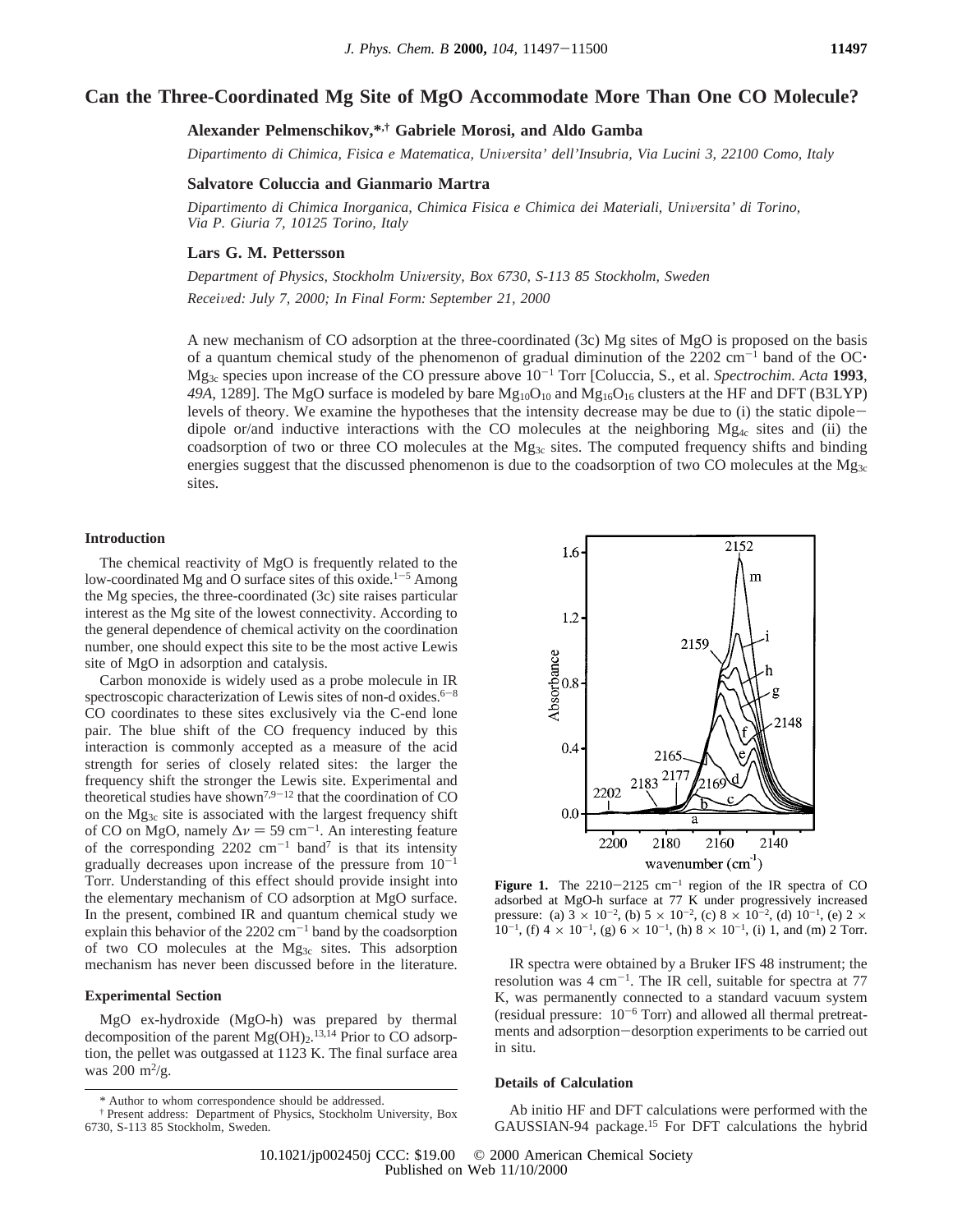# Can the Three-Coordinated Mg Site of MgO Accommodate More Than One CO Molecule?

**Alexander Pelmenschikov,\*,† Gabriele Morosi, and Aldo Gamba**

*Dipartimento di Chimica, Fisica e Matematica, Universita' dell'Insubria, Via Lucini 3, 22100 Como, Italy*

**Salvatore Coluccia and Gianmario Martra**

*Dipartimento di Chimica Inorganica, Chimica Fisica e Chimica dei Materiali, Universita' di Torino, Via P. Giuria 7, 10125 Torino, Italy*

**Lars G. M. Pettersson**

*Department of Physics, Stockholm University, Box 6730, S-113 85 Stockholm, Sweden*

*Received: July 7, 2000; In Final Form: September 21, 2000*

A new mechanism of CO adsorption at the three-coordinated (3c) Mg sites of MgO is proposed on the basis of a quantum chemical study of the phenomenon of gradual diminution of the 2202 $cm^{-1}$ band of the OC·$Mg_{3c}$ species upon increase of the CO pressure above $10^{-1}$ Torr [Coluccia, S., et al. *Spectrochim. Acta* **1993**, *49A*, 1289]. The MgO surface is modeled by bare $Mg_{10}O_{10}$ and $Mg_{16}O_{16}$ clusters at the HF and DFT (B3LYP) levels of theory. We examine the hypotheses that the intensity decrease may be due to (i) the static dipole–dipole or/and inductive interactions with the CO molecules at the neighboring $Mg_{4c}$ sites and (ii) the coadsorption of two or three CO molecules at the $Mg_{3c}$ sites. The computed frequency shifts and binding energies suggest that the discussed phenomenon is due to the coadsorption of two CO molecules at the $Mg_{3c}$ sites.

## Introduction

The chemical reactivity of MgO is frequently related to the low-coordinated Mg and O surface sites of this oxide.[1–5] Among the Mg species, the three-coordinated (3c) site raises particular interest as the Mg site of the lowest connectivity. According to the general dependence of chemical activity on the coordination number, one should expect this site to be the most active Lewis site of MgO in adsorption and catalysis.

Carbon monoxide is widely used as a probe molecule in IR spectroscopic characterization of Lewis sites of non-d oxides.[6–8] CO coordinates to these sites exclusively via the C-end lone pair. The blue shift of the CO frequency induced by this interaction is commonly accepted as a measure of the acid strength for series of closely related sites: the larger the frequency shift the stronger the Lewis site. Experimental and theoretical studies have shown[7,9–12] that the coordination of CO on the $Mg_{3c}$ site is associated with the largest frequency shift of CO on MgO, namely $\Delta\nu = 59$ $cm^{-1}$. An interesting feature of the corresponding 2202 $cm^{-1}$ band[7] is that its intensity gradually decreases upon increase of the pressure from $10^{-1}$ Torr. Understanding of this effect should provide insight into the elementary mechanism of CO adsorption at MgO surface. In the present, combined IR and quantum chemical study we explain this behavior of the 2202 $cm^{-1}$ band by the coadsorption of two CO molecules at the $Mg_{3c}$ sites. This adsorption mechanism has never been discussed before in the literature.

## Experimental Section

MgO ex-hydroxide (MgO-h) was prepared by thermal decomposition of the parent $Mg(OH)_2$.[13,14] Prior to CO adsorption, the pellet was outgassed at 1123 K. The final surface area was 200 $m^2$/g.

**Figure 1.** The 2210–2125 $cm^{-1}$ region of the IR spectra of CO adsorbed at MgO-h surface at 77 K under progressively increased pressure: (a) $3 \times 10^{-2}$, (b) $5 \times 10^{-2}$, (c) $8 \times 10^{-2}$, (d) $10^{-1}$, (e) $2 \times 10^{-1}$, (f) $4 \times 10^{-1}$, (g) $6 \times 10^{-1}$, (h) $8 \times 10^{-1}$, (i) 1, and (m) 2 Torr.

IR spectra were obtained by a Bruker IFS 48 instrument; the resolution was 4 $cm^{-1}$. The IR cell, suitable for spectra at 77 K, was permanently connected to a standard vacuum system (residual pressure: $10^{-6}$ Torr) and allowed all thermal pretreatments and adsorption–desorption experiments to be carried out in situ.

## Details of Calculation

Ab initio HF and DFT calculations were performed with the GAUSSIAN-94 package.[15] For DFT calculations the hybrid

\* Author to whom correspondence should be addressed.

† Present address: Department of Physics, Stockholm University, Box 6730, S-113 85 Stockholm, Sweden.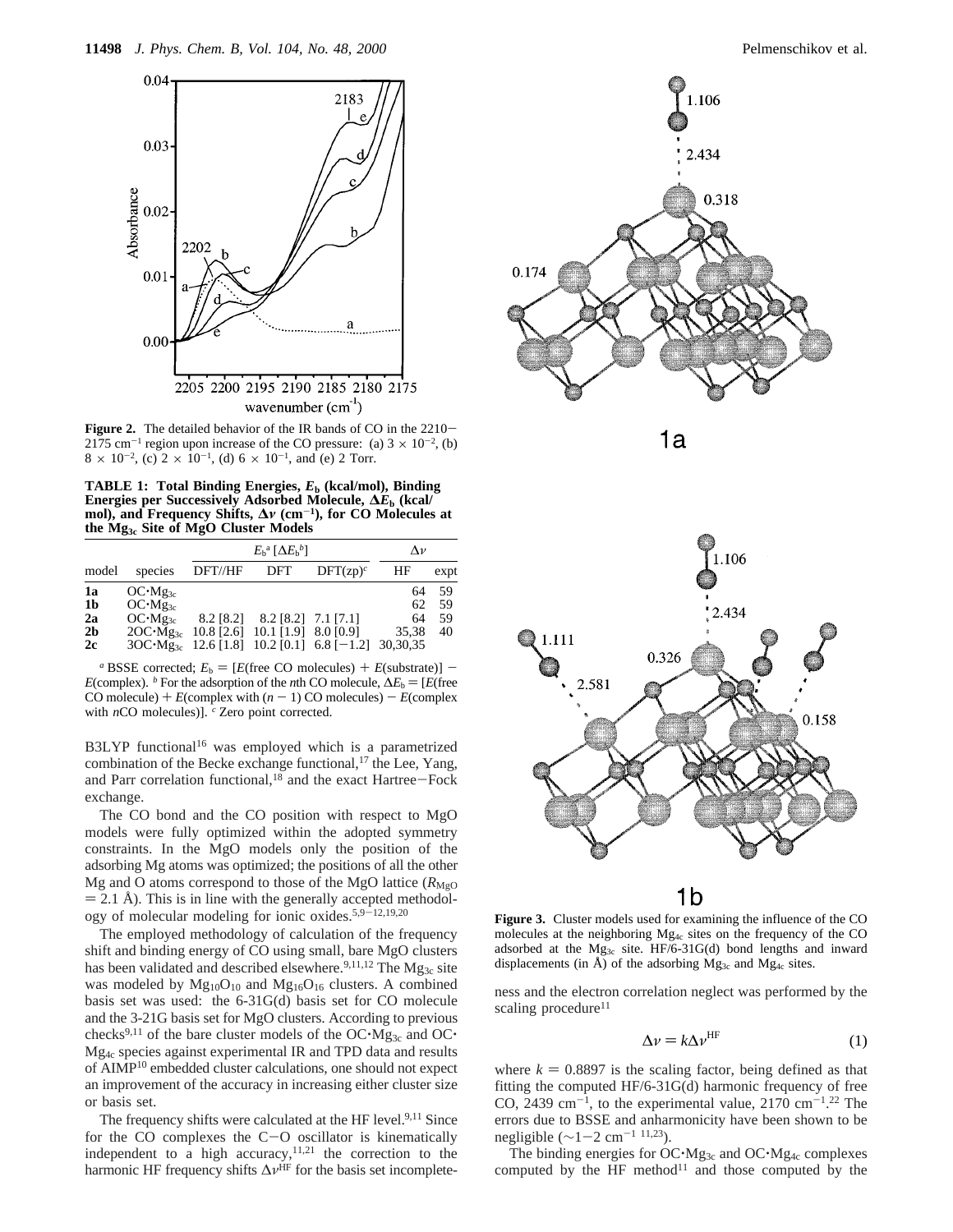**Figure 2.** The detailed behavior of the IR bands of CO in the 2210−2175 cm$^{-1}$ region upon increase of the CO pressure: (a) $3 \times 10^{-2}$, (b) $8 \times 10^{-2}$, (c) $2 \times 10^{-1}$, (d) $6 \times 10^{-1}$, and (e) 2 Torr.

**TABLE 1: Total Binding Energies, $E_b$ (kcal/mol), Binding Energies per Successively Adsorbed Molecule, $\Delta E_b$ (kcal/mol), and Frequency Shifts, $\Delta\nu$ (cm$^{-1}$), for CO Molecules at the $Mg_{3c}$ Site of MgO Cluster Models**

| | | $E_b$[a] [$\Delta E_b$[b]] | | | $\Delta\nu$ | |
|---|---|---|---|---|---|---|
| model | species | DFT//HF | DFT | DFT(zp)[c] | HF | expt |
| **1a** | OC·$Mg_{3c}$ | | | | 64 | 59 |
| **1b** | OC·$Mg_{3c}$ | | | | 62 | 59 |
| **2a** | OC·$Mg_{3c}$ | 8.2 [8.2] | 8.2 [8.2] | 7.1 [7.1] | 64 | 59 |
| **2b** | 2OC·$Mg_{3c}$ | 10.8 [2.6] | 10.1 [1.9] | 8.0 [0.9] | 35,38 | 40 |
| **2c** | 3OC·$Mg_{3c}$ | 12.6 [1.8] | 10.2 [0.1] | 6.8 [−1.2] | 30,30,35 | |

[a] BSSE corrected; $E_b$ = [$E$(free CO molecules) + $E$(substrate)] − $E$(complex). [b] For the adsorption of the $n$th CO molecule, $\Delta E_b$ = [$E$(free CO molecule) + $E$(complex with ($n$ − 1) CO molecules) − $E$(complex with $n$CO molecules)]. [c] Zero point corrected.

B3LYP functional[16] was employed which is a parametrized combination of the Becke exchange functional,[17] the Lee, Yang, and Parr correlation functional,[18] and the exact Hartree−Fock exchange.

The CO bond and the CO position with respect to MgO models were fully optimized within the adopted symmetry constraints. In the MgO models only the position of the adsorbing Mg atoms was optimized; the positions of all the other Mg and O atoms correspond to those of the MgO lattice ($R_{MgO}$ = 2.1 Å). This is in line with the generally accepted methodology of molecular modeling for ionic oxides.[5,9−12,19,20]

The employed methodology of calculation of the frequency shift and binding energy of CO using small, bare MgO clusters has been validated and described elsewhere.[9,11,12] The $Mg_{3c}$ site was modeled by $Mg_{10}O_{10}$ and $Mg_{16}O_{16}$ clusters. A combined basis set was used: the 6-31G(d) basis set for CO molecule and the 3-21G basis set for MgO clusters. According to previous checks[9,11] of the bare cluster models of the OC·$Mg_{3c}$ and OC·$Mg_{4c}$ species against experimental IR and TPD data and results of AIMP[10] embedded cluster calculations, one should not expect an improvement of the accuracy in increasing either cluster size or basis set.

The frequency shifts were calculated at the HF level.[9,11] Since for the CO complexes the C−O oscillator is kinematically independent to a high accuracy,[11,21] the correction to the harmonic HF frequency shifts $\Delta\nu^{HF}$ for the basis set incompleteness and the electron correlation neglect was performed by the scaling procedure[11]

$$\Delta\nu = k\Delta\nu^{HF} \tag{1}$$

where $k$ = 0.8897 is the scaling factor, being defined as that fitting the computed HF/6-31G(d) harmonic frequency of free CO, 2439 cm$^{-1}$, to the experimental value, 2170 cm$^{-1}$.[22] The errors due to BSSE and anharmonicity have been shown to be negligible (∼1−2 cm$^{-1}$ [11,23]).

The binding energies for OC·$Mg_{3c}$ and OC·$Mg_{4c}$ complexes computed by the HF method[11] and those computed by the

**Figure 3.** Cluster models used for examining the influence of the CO molecules at the neighboring $Mg_{4c}$ sites on the frequency of the CO adsorbed at the $Mg_{3c}$ site. HF/6-31G(d) bond lengths and inward displacements (in Å) of the adsorbing $Mg_{3c}$ and $Mg_{4c}$ sites.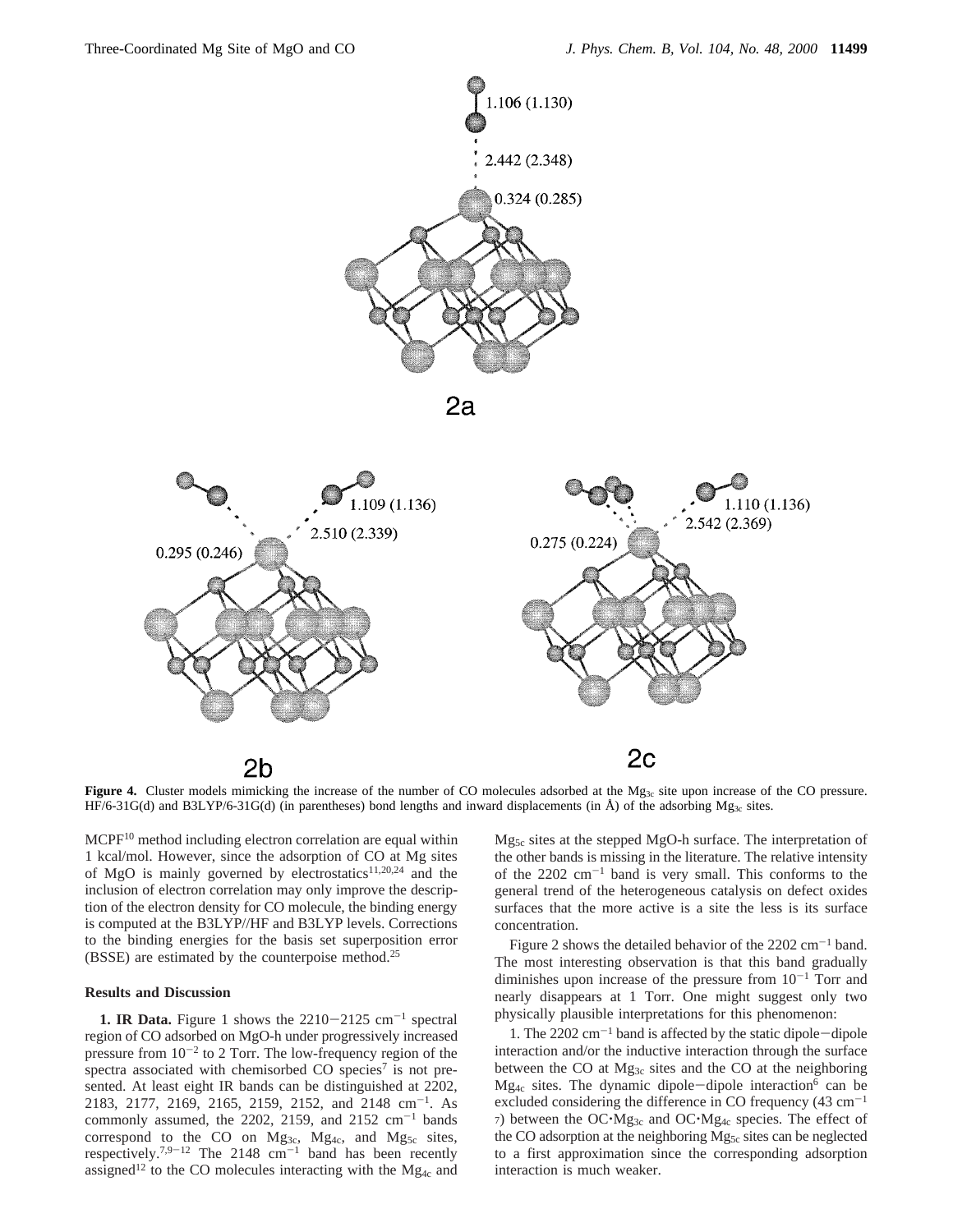**Figure 4.** Cluster models mimicking the increase of the number of CO molecules adsorbed at the $Mg_{3c}$ site upon increase of the CO pressure. HF/6-31G(d) and B3LYP/6-31G(d) (in parentheses) bond lengths and inward displacements (in Å) of the adsorbing $Mg_{3c}$ sites.

MCPF[10] method including electron correlation are equal within 1 kcal/mol. However, since the adsorption of CO at Mg sites of MgO is mainly governed by electrostatics[11,20,24] and the inclusion of electron correlation may only improve the description of the electron density for CO molecule, the binding energy is computed at the B3LYP//HF and B3LYP levels. Corrections to the binding energies for the basis set superposition error (BSSE) are estimated by the counterpoise method.[25]

## Results and Discussion

**1. IR Data.** Figure 1 shows the 2210−2125 $cm^{-1}$ spectral region of CO adsorbed on MgO-h under progressively increased pressure from $10^{-2}$ to 2 Torr. The low-frequency region of the spectra associated with chemisorbed CO species[7] is not presented. At least eight IR bands can be distinguished at 2202, 2183, 2177, 2169, 2165, 2159, 2152, and 2148 $cm^{-1}$. As commonly assumed, the 2202, 2159, and 2152 $cm^{-1}$ bands correspond to the CO on $Mg_{3c}$, $Mg_{4c}$, and $Mg_{5c}$ sites, respectively.[7,9−12] The 2148 $cm^{-1}$ band has been recently assigned[12] to the CO molecules interacting with the $Mg_{4c}$ and $Mg_{5c}$ sites at the stepped MgO-h surface. The interpretation of the other bands is missing in the literature. The relative intensity of the 2202 $cm^{-1}$ band is very small. This conforms to the general trend of the heterogeneous catalysis on defect oxides surfaces that the more active is a site the less is its surface concentration.

Figure 2 shows the detailed behavior of the 2202 $cm^{-1}$ band. The most interesting observation is that this band gradually diminishes upon increase of the pressure from $10^{-1}$ Torr and nearly disappears at 1 Torr. One might suggest only two physically plausible interpretations for this phenomenon:

1. The 2202 $cm^{-1}$ band is affected by the static dipole−dipole interaction and/or the inductive interaction through the surface between the CO at $Mg_{3c}$ sites and the CO at the neighboring $Mg_{4c}$ sites. The dynamic dipole−dipole interaction[6] can be excluded considering the difference in CO frequency (43 $cm^{-1}$ [7]) between the $OC{\cdot}Mg_{3c}$ and $OC{\cdot}Mg_{4c}$ species. The effect of the CO adsorption at the neighboring $Mg_{5c}$ sites can be neglected to a first approximation since the corresponding adsorption interaction is much weaker.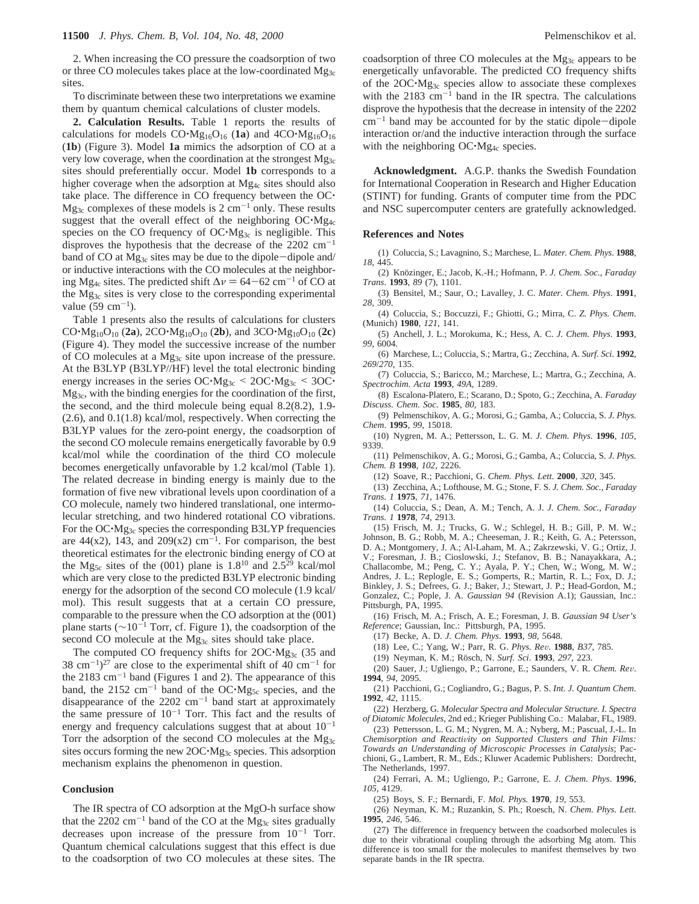2. When increasing the CO pressure the coadsorption of two or three CO molecules takes place at the low-coordinated $Mg_{3c}$ sites.

To discriminate between these two interpretations we examine them by quantum chemical calculations of cluster models.

**2. Calculation Results.** Table 1 reports the results of calculations for models $CO{\cdot}Mg_{16}O_{16}$ (**1a**) and $4CO{\cdot}Mg_{16}O_{16}$ (**1b**) (Figure 3). Model **1a** mimics the adsorption of CO at a very low coverage, when the coordination at the strongest $Mg_{3c}$ sites should preferentially occur. Model **1b** corresponds to a higher coverage when the adsorption at $Mg_{4c}$ sites should also take place. The difference in CO frequency between the $OC{\cdot}Mg_{3c}$ complexes of these models is 2 $cm^{-1}$ only. These results suggest that the overall effect of the neighboring $OC{\cdot}Mg_{4c}$ species on the CO frequency of $OC{\cdot}Mg_{3c}$ is negligible. This disproves the hypothesis that the decrease of the 2202 $cm^{-1}$ band of CO at $Mg_{3c}$ sites may be due to the dipole−dipole and/or inductive interactions with the CO molecules at the neighboring $Mg_{4c}$ sites. The predicted shift $\Delta\nu = 64-62$ $cm^{-1}$ of CO at the $Mg_{3c}$ sites is very close to the corresponding experimental value (59 $cm^{-1}$).

Table 1 presents also the results of calculations for clusters $CO{\cdot}Mg_{10}O_{10}$ (**2a**), $2CO{\cdot}Mg_{10}O_{10}$ (**2b**), and $3CO{\cdot}Mg_{10}O_{10}$ (**2c**) (Figure 4). They model the successive increase of the number of CO molecules at a $Mg_{3c}$ site upon increase of the pressure. At the B3LYP (B3LYP//HF) level the total electronic binding energy increases in the series $OC{\cdot}Mg_{3c} < 2OC{\cdot}Mg_{3c} < 3OC{\cdot}Mg_{3c}$, with the binding energies for the coordination of the first, the second, and the third molecule being equal 8.2(8.2), 1.9(2.6), and 0.1(1.8) kcal/mol, respectively. When correcting the B3LYP values for the zero-point energy, the coadsorption of the second CO molecule remains energetically favorable by 0.9 kcal/mol while the coordination of the third CO molecule becomes energetically unfavorable by 1.2 kcal/mol (Table 1). The related decrease in binding energy is mainly due to the formation of five new vibrational levels upon coordination of a CO molecule, namely two hindered translational, one intermolecular stretching, and two hindered rotational CO vibrations. For the $OC{\cdot}Mg_{3c}$ species the corresponding B3LYP frequencies are 44(x2), 143, and 209(x2) $cm^{-1}$. For comparison, the best theoretical estimates for the electronic binding energy of CO at the $Mg_{5c}$ sites of the (001) plane is 1.8[10] and 2.5[29] kcal/mol which are very close to the predicted B3LYP electronic binding energy for the adsorption of the second CO molecule (1.9 kcal/mol). This result suggests that at a certain CO pressure, comparable to the pressure when the CO adsorption at the (001) plane starts ($\sim 10^{-1}$ Torr, cf. Figure 1), the coadsorption of the second CO molecule at the $Mg_{3c}$ sites should take place.

The computed CO frequency shifts for $2OC{\cdot}Mg_{3c}$ (35 and 38 $cm^{-1}$)[27] are close to the experimental shift of 40 $cm^{-1}$ for the 2183 $cm^{-1}$ band (Figures 1 and 2). The appearance of this band, the 2152 $cm^{-1}$ band of the $OC{\cdot}Mg_{5c}$ species, and the disappearance of the 2202 $cm^{-1}$ band start at approximately the same pressure of $10^{-1}$ Torr. This fact and the results of energy and frequency calculations suggest that at about $10^{-1}$ Torr the adsorption of the second CO molecules at the $Mg_{3c}$ sites occurs forming the new $2OC{\cdot}Mg_{3c}$ species. This adsorption mechanism explains the phenomenon in question.

## Conclusion

The IR spectra of CO adsorption at the MgO-h surface show that the 2202 $cm^{-1}$ band of the CO at the $Mg_{3c}$ sites gradually decreases upon increase of the pressure from $10^{-1}$ Torr. Quantum chemical calculations suggest that this effect is due to the coadsorption of two CO molecules at these sites. The coadsorption of three CO molecules at the $Mg_{3c}$ appears to be energetically unfavorable. The predicted CO frequency shifts of the $2OC{\cdot}Mg_{3c}$ species allow to associate these complexes with the 2183 $cm^{-1}$ band in the IR spectra. The calculations disprove the hypothesis that the decrease in intensity of the 2202 $cm^{-1}$ band may be accounted for by the static dipole−dipole interaction or/and the inductive interaction through the surface with the neighboring $OC{\cdot}Mg_{4c}$ species.

**Acknowledgment.** A.G.P. thanks the Swedish Foundation for International Cooperation in Research and Higher Education (STINT) for funding. Grants of computer time from the PDC and NSC supercomputer centers are gratefully acknowledged.

## References and Notes

(1) Coluccia, S.; Lavagnino, S.; Marchese, L. *Mater. Chem. Phys.* **1988**, *18*, 445.

(2) Knözinger, E.; Jacob, K.-H.; Hofmann, P. *J. Chem. Soc., Faraday Trans.* **1993**, *89* (7), 1101.

(3) Bensitel, M.; Saur, O.; Lavalley, J. C. *Mater. Chem. Phys.* **1991**, *28*, 309.

(4) Coluccia, S.; Boccuzzi, F.; Ghiotti, G.; Mirra, C. *Z. Phys. Chem.* (Munich) **1980**, *121*, 141.

(5) Anchell, J. L.; Morokuma, K.; Hess, A. C. *J. Chem. Phys.* **1993**, *99*, 6004.

(6) Marchese, L.; Coluccia, S.; Martra, G.; Zecchina, A. *Surf. Sci.* **1992**, *269/270*, 135.

(7) Coluccia, S.; Baricco, M.; Marchese, L.; Martra, G.; Zecchina, A. *Spectrochim. Acta* **1993**, *49A*, 1289.

(8) Escalona-Platero, E.; Scarano, D.; Spoto, G.; Zecchina, A. *Faraday Discuss. Chem. Soc.* **1985**, *80*, 183.

(9) Pelmenschikov, A. G.; Morosi, G.; Gamba, A.; Coluccia, S. *J. Phys. Chem.* **1995**, *99*, 15018.

(10) Nygren, M. A.; Pettersson, L. G. M. *J. Chem. Phys.* **1996**, *105*, 9339.

(11) Pelmenschikov, A. G.; Morosi, G.; Gamba, A.; Coluccia, S. *J. Phys. Chem. B* **1998**, *102*, 2226.

(12) Soave, R.; Pacchioni, G. *Chem. Phys. Lett.* **2000**, *320*, 345.

(13) Zecchina, A.; Lofthouse, M. G.; Stone, F. S. *J. Chem. Soc., Faraday Trans. 1* **1975**, *71*, 1476.

(14) Coluccia, S.; Dean, A. M.; Tench, A. J. *J. Chem. Soc., Faraday Trans. 1* **1978**, *74*, 2913.

(15) Frisch, M. J.; Trucks, G. W.; Schlegel, H. B.; Gill, P. M. W.; Johnson, B. G.; Robb, M. A.; Cheeseman, J. R.; Keith, G. A.; Petersson, D. A.; Montgomery, J. A.; Al-Laham, M. A.; Zakrzewski, V. G.; Ortiz, J. V.; Foresman, J. B.; Cioslowski, J.; Stefanov, B. B.; Nanayakkara, A.; Challacombe, M.; Peng, C. Y.; Ayala, P. Y.; Chen, W.; Wong, M. W.; Andres, J. L.; Replogle, E. S.; Gomperts, R.; Martin, R. L.; Fox, D. J.; Binkley, J. S.; Defrees, D. J.; Baker, J.; Stewart, J. P.; Head-Gordon, M.; Gonzalez, C.; Pople, J. A. *Gaussian 94* (Revision A.1); Gaussian, Inc.: Pittsburgh, PA, 1995.

(16) Frisch, M. A.; Frisch, A. E.; Foresman, J. B. *Gaussian 94 User's Reference*; Gaussian, Inc.: Pittsburgh, PA, 1995.

(17) Becke, A. D. *J. Chem. Phys.* **1993**, *98*, 5648.

(18) Lee, C.; Yang, W.; Parr, R. G. *Phys. Rev.* **1988**, *B37*, 785.

(19) Neyman, K. M.; Rösch, N. *Surf. Sci.* **1993**, *297*, 223.

(20) Sauer, J.; Ugliengo, P.; Garrone, E.; Saunders, V. R. *Chem. Rev.* **1994**, *94*, 2095.

(21) Pacchioni, G.; Cogliandro, G.; Bagus, P. S. *Int. J. Quantum Chem.* **1992**, *42*, 1115.

(22) Herzberg, G. *Molecular Spectra and Molecular Structure. I. Spectra of Diatomic Molecules*, 2nd ed.; Krieger Publishing Co.: Malabar, FL, 1989.

(23) Pettersson, L. G. M.; Nygren, M. A.; Nyberg, M.; Pascual, J.-L. In *Chemisorption and Reactivity on Supported Clusters and Thin Films: Towards an Understanding of Microscopic Processes in Catalysis*; Pacchioni, G., Lambert, R. M., Eds.; Kluwer Academic Publishers: Dordrecht, The Netherlands, 1997.

(24) Ferrari, A. M.; Ugliengo, P.; Garrone, E. *J. Chem. Phys.* **1996**, *105*, 4129.

(25) Boys, S. F.; Bernardi, F. *Mol. Phys.* **1970**, *19*, 553.

(26) Neyman, K. M.; Ruzankin, S. Ph.; Roesch, N. *Chem. Phys. Lett.* **1995**, *246*, 546.

(27) The difference in frequency between the coadsorbed molecules is due to their vibrational coupling through the adsorbing Mg atom. This difference is too small for the molecules to manifest themselves by two separate bands in the IR spectra.